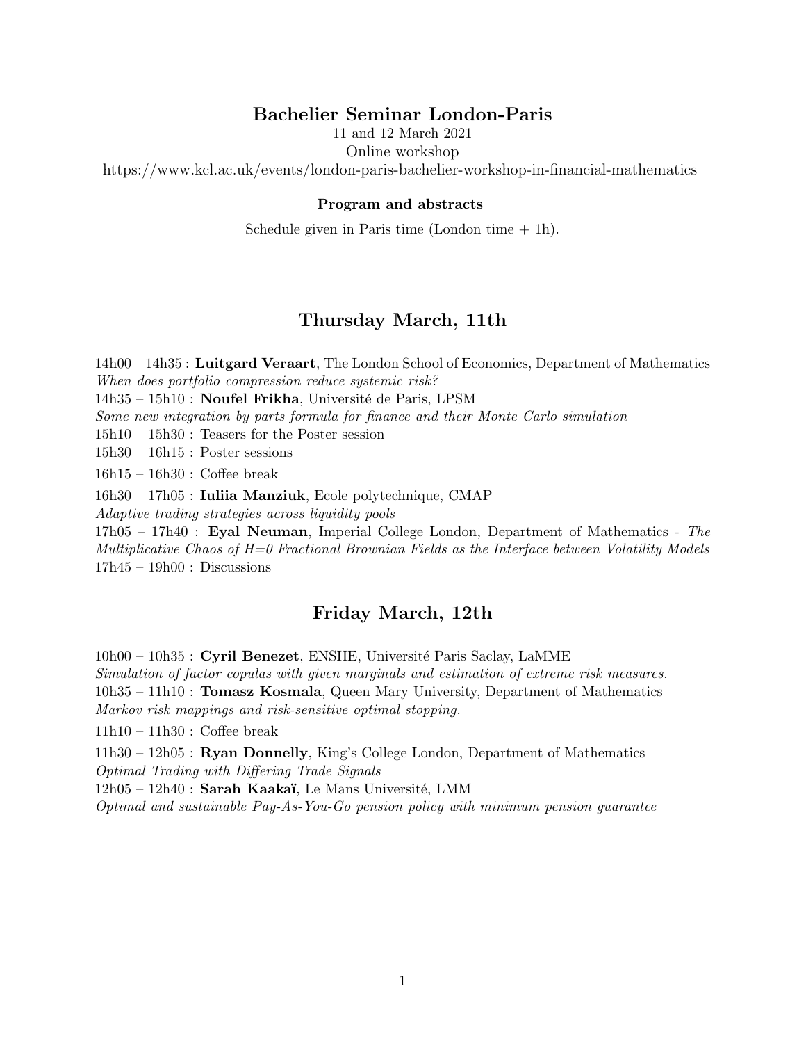# Bachelier Seminar London-Paris

11 and 12 March 2021

Online workshop

https://www.kcl.ac.uk/events/london-paris-bachelier-workshop-in-financial-mathematics

### Program and abstracts

Schedule given in Paris time (London time + 1h).

## Thursday March, 11th

14h00 – 14h35 : **Luitgard Veraart**, The London School of Economics, Department of Mathematics
*When does portfolio compression reduce systemic risk?*

14h35 – 15h10 : **Noufel Frikha**, Université de Paris, LPSM
*Some new integration by parts formula for finance and their Monte Carlo simulation*

15h10 – 15h30 : Teasers for the Poster session

15h30 – 16h15 : Poster sessions

16h15 – 16h30 : Coffee break

16h30 – 17h05 : **Iuliia Manziuk**, Ecole polytechnique, CMAP
*Adaptive trading strategies across liquidity pools*

17h05 – 17h40 : **Eyal Neuman**, Imperial College London, Department of Mathematics - *The Multiplicative Chaos of H=0 Fractional Brownian Fields as the Interface between Volatility Models*

17h45 – 19h00 : Discussions

## Friday March, 12th

10h00 – 10h35 : **Cyril Benezet**, ENSIIE, Université Paris Saclay, LaMME
*Simulation of factor copulas with given marginals and estimation of extreme risk measures.*

10h35 – 11h10 : **Tomasz Kosmala**, Queen Mary University, Department of Mathematics
*Markov risk mappings and risk-sensitive optimal stopping.*

11h10 – 11h30 : Coffee break

11h30 – 12h05 : **Ryan Donnelly**, King's College London, Department of Mathematics
*Optimal Trading with Differing Trade Signals*

12h05 – 12h40 : **Sarah Kaakaï**, Le Mans Université, LMM
*Optimal and sustainable Pay-As-You-Go pension policy with minimum pension guarantee*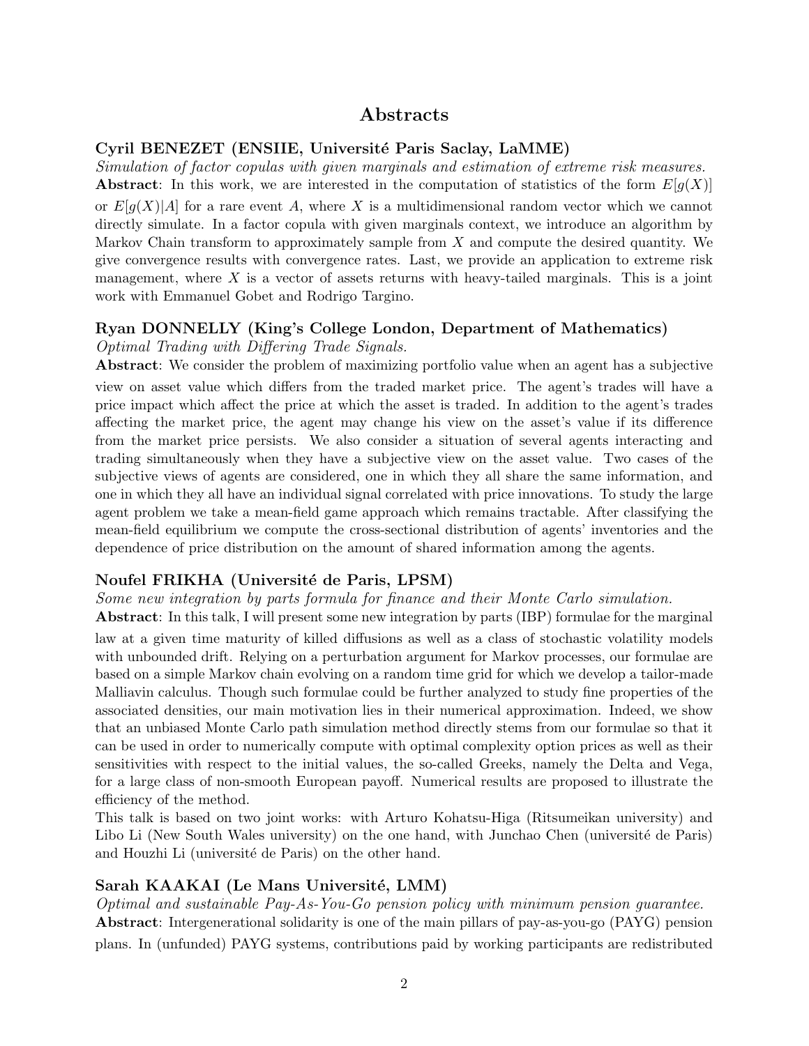## Abstracts

### Cyril BENEZET (ENSIIE, Université Paris Saclay, LaMME)

*Simulation of factor copulas with given marginals and estimation of extreme risk measures.*

**Abstract**: In this work, we are interested in the computation of statistics of the form $E[g(X)]$ or $E[g(X)|A]$ for a rare event $A$, where $X$ is a multidimensional random vector which we cannot directly simulate. In a factor copula with given marginals context, we introduce an algorithm by Markov Chain transform to approximately sample from $X$ and compute the desired quantity. We give convergence results with convergence rates. Last, we provide an application to extreme risk management, where $X$ is a vector of assets returns with heavy-tailed marginals. This is a joint work with Emmanuel Gobet and Rodrigo Targino.

### Ryan DONNELLY (King's College London, Department of Mathematics)

*Optimal Trading with Differing Trade Signals.*

**Abstract**: We consider the problem of maximizing portfolio value when an agent has a subjective view on asset value which differs from the traded market price. The agent's trades will have a price impact which affect the price at which the asset is traded. In addition to the agent's trades affecting the market price, the agent may change his view on the asset's value if its difference from the market price persists. We also consider a situation of several agents interacting and trading simultaneously when they have a subjective view on the asset value. Two cases of the subjective views of agents are considered, one in which they all share the same information, and one in which they all have an individual signal correlated with price innovations. To study the large agent problem we take a mean-field game approach which remains tractable. After classifying the mean-field equilibrium we compute the cross-sectional distribution of agents' inventories and the dependence of price distribution on the amount of shared information among the agents.

### Noufel FRIKHA (Université de Paris, LPSM)

*Some new integration by parts formula for finance and their Monte Carlo simulation.*

**Abstract**: In this talk, I will present some new integration by parts (IBP) formulae for the marginal law at a given time maturity of killed diffusions as well as a class of stochastic volatility models with unbounded drift. Relying on a perturbation argument for Markov processes, our formulae are based on a simple Markov chain evolving on a random time grid for which we develop a tailor-made Malliavin calculus. Though such formulae could be further analyzed to study fine properties of the associated densities, our main motivation lies in their numerical approximation. Indeed, we show that an unbiased Monte Carlo path simulation method directly stems from our formulae so that it can be used in order to numerically compute with optimal complexity option prices as well as their sensitivities with respect to the initial values, the so-called Greeks, namely the Delta and Vega, for a large class of non-smooth European payoff. Numerical results are proposed to illustrate the efficiency of the method.

This talk is based on two joint works: with Arturo Kohatsu-Higa (Ritsumeikan university) and Libo Li (New South Wales university) on the one hand, with Junchao Chen (université de Paris) and Houzhi Li (université de Paris) on the other hand.

### Sarah KAAKAI (Le Mans Université, LMM)

*Optimal and sustainable Pay-As-You-Go pension policy with minimum pension guarantee.*

**Abstract**: Intergenerational solidarity is one of the main pillars of pay-as-you-go (PAYG) pension plans. In (unfunded) PAYG systems, contributions paid by working participants are redistributed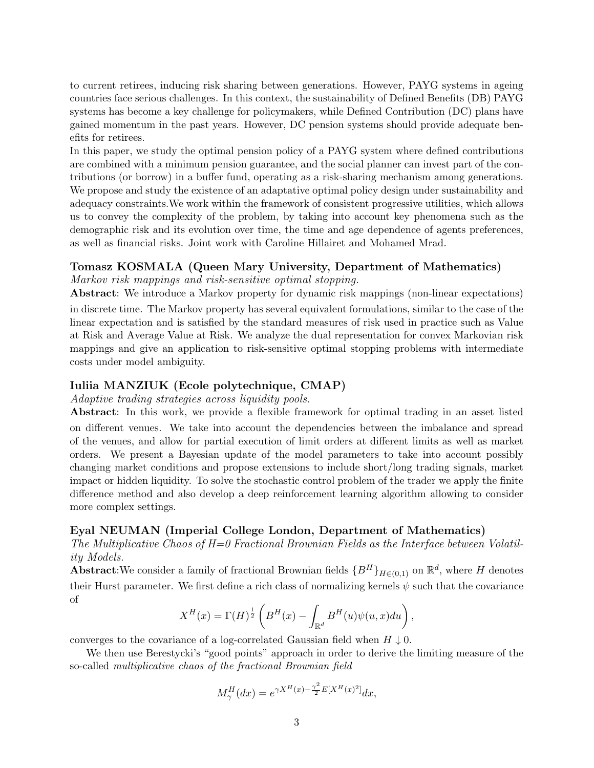to current retirees, inducing risk sharing between generations. However, PAYG systems in ageing countries face serious challenges. In this context, the sustainability of Defined Benefits (DB) PAYG systems has become a key challenge for policymakers, while Defined Contribution (DC) plans have gained momentum in the past years. However, DC pension systems should provide adequate benefits for retirees.
In this paper, we study the optimal pension policy of a PAYG system where defined contributions are combined with a minimum pension guarantee, and the social planner can invest part of the contributions (or borrow) in a buffer fund, operating as a risk-sharing mechanism among generations. We propose and study the existence of an adaptative optimal policy design under sustainability and adequacy constraints.We work within the framework of consistent progressive utilities, which allows us to convey the complexity of the problem, by taking into account key phenomena such as the demographic risk and its evolution over time, the time and age dependence of agents preferences, as well as financial risks. Joint work with Caroline Hillairet and Mohamed Mrad.

### Tomasz KOSMALA (Queen Mary University, Department of Mathematics)

*Markov risk mappings and risk-sensitive optimal stopping.*

**Abstract**: We introduce a Markov property for dynamic risk mappings (non-linear expectations) in discrete time. The Markov property has several equivalent formulations, similar to the case of the linear expectation and is satisfied by the standard measures of risk used in practice such as Value at Risk and Average Value at Risk. We analyze the dual representation for convex Markovian risk mappings and give an application to risk-sensitive optimal stopping problems with intermediate costs under model ambiguity.

### Iuliia MANZIUK (Ecole polytechnique, CMAP)

*Adaptive trading strategies across liquidity pools.*

**Abstract**: In this work, we provide a flexible framework for optimal trading in an asset listed on different venues. We take into account the dependencies between the imbalance and spread of the venues, and allow for partial execution of limit orders at different limits as well as market orders. We present a Bayesian update of the model parameters to take into account possibly changing market conditions and propose extensions to include short/long trading signals, market impact or hidden liquidity. To solve the stochastic control problem of the trader we apply the finite difference method and also develop a deep reinforcement learning algorithm allowing to consider more complex settings.

### Eyal NEUMAN (Imperial College London, Department of Mathematics)

*The Multiplicative Chaos of H=0 Fractional Brownian Fields as the Interface between Volatility Models.*

**Abstract**:We consider a family of fractional Brownian fields $\{B^H\}_{H\in(0,1)}$ on $\mathbb{R}^d$, where $H$ denotes their Hurst parameter. We first define a rich class of normalizing kernels $\psi$ such that the covariance of

$$X^H(x) = \Gamma(H)^{\frac{1}{2}} \left( B^H(x) - \int_{\mathbb{R}^d} B^H(u)\psi(u,x)du \right),$$

converges to the covariance of a log-correlated Gaussian field when $H \downarrow 0$.

We then use Berestycki's "good points" approach in order to derive the limiting measure of the so-called *multiplicative chaos of the fractional Brownian field*

$$M^H_\gamma(dx) = e^{\gamma X^H(x) - \frac{\gamma^2}{2}E[X^H(x)^2]}dx,$$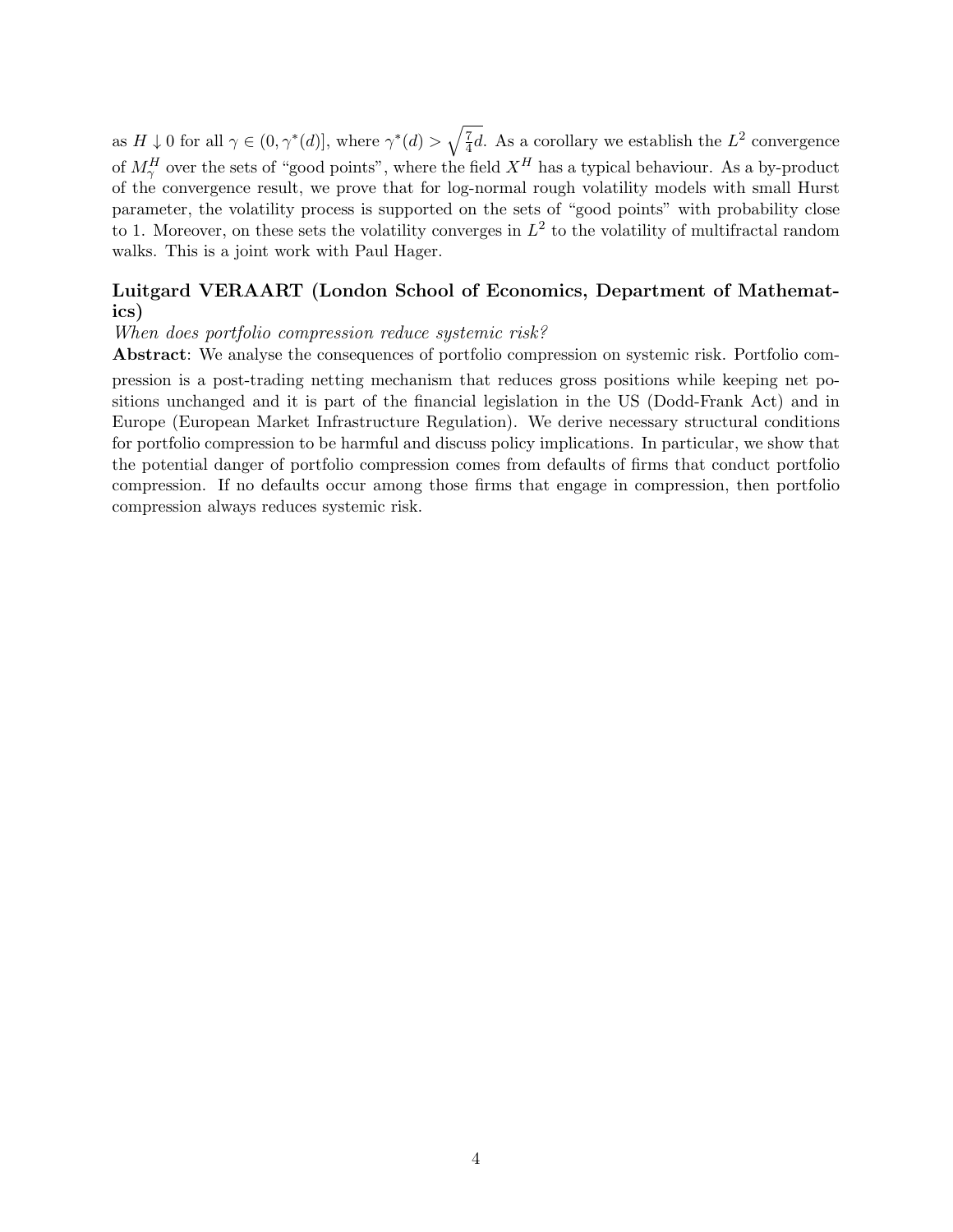as $H \downarrow 0$ for all $\gamma \in (0, \gamma^*(d)]$, where $\gamma^*(d) > \sqrt{\frac{7}{4}d}$. As a corollary we establish the $L^2$ convergence of $M_\gamma^H$ over the sets of "good points", where the field $X^H$ has a typical behaviour. As a by-product of the convergence result, we prove that for log-normal rough volatility models with small Hurst parameter, the volatility process is supported on the sets of "good points" with probability close to 1. Moreover, on these sets the volatility converges in $L^2$ to the volatility of multifractal random walks. This is a joint work with Paul Hager.

### Luitgard VERAART (London School of Economics, Department of Mathematics)

*When does portfolio compression reduce systemic risk?*

**Abstract**: We analyse the consequences of portfolio compression on systemic risk. Portfolio compression is a post-trading netting mechanism that reduces gross positions while keeping net positions unchanged and it is part of the financial legislation in the US (Dodd-Frank Act) and in Europe (European Market Infrastructure Regulation). We derive necessary structural conditions for portfolio compression to be harmful and discuss policy implications. In particular, we show that the potential danger of portfolio compression comes from defaults of firms that conduct portfolio compression. If no defaults occur among those firms that engage in compression, then portfolio compression always reduces systemic risk.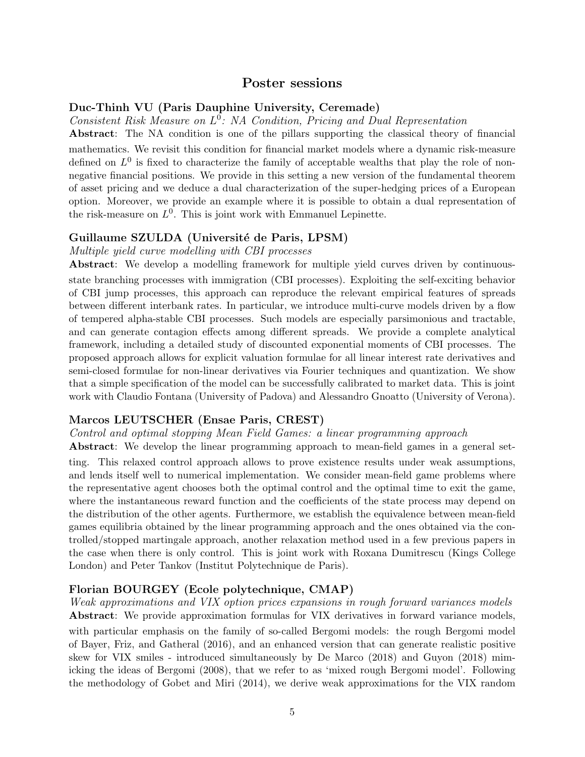## Poster sessions

### Duc-Thinh VU (Paris Dauphine University, Ceremade)

*Consistent Risk Measure on $L^0$: NA Condition, Pricing and Dual Representation*

**Abstract**: The NA condition is one of the pillars supporting the classical theory of financial mathematics. We revisit this condition for financial market models where a dynamic risk-measure defined on $L^0$ is fixed to characterize the family of acceptable wealths that play the role of non-negative financial positions. We provide in this setting a new version of the fundamental theorem of asset pricing and we deduce a dual characterization of the super-hedging prices of a European option. Moreover, we provide an example where it is possible to obtain a dual representation of the risk-measure on $L^0$. This is joint work with Emmanuel Lepinette.

### Guillaume SZULDA (Université de Paris, LPSM)

*Multiple yield curve modelling with CBI processes*

**Abstract**: We develop a modelling framework for multiple yield curves driven by continuous-state branching processes with immigration (CBI processes). Exploiting the self-exciting behavior of CBI jump processes, this approach can reproduce the relevant empirical features of spreads between different interbank rates. In particular, we introduce multi-curve models driven by a flow of tempered alpha-stable CBI processes. Such models are especially parsimonious and tractable, and can generate contagion effects among different spreads. We provide a complete analytical framework, including a detailed study of discounted exponential moments of CBI processes. The proposed approach allows for explicit valuation formulae for all linear interest rate derivatives and semi-closed formulae for non-linear derivatives via Fourier techniques and quantization. We show that a simple specification of the model can be successfully calibrated to market data. This is joint work with Claudio Fontana (University of Padova) and Alessandro Gnoatto (University of Verona).

### Marcos LEUTSCHER (Ensae Paris, CREST)

*Control and optimal stopping Mean Field Games: a linear programming approach*

**Abstract**: We develop the linear programming approach to mean-field games in a general setting. This relaxed control approach allows to prove existence results under weak assumptions, and lends itself well to numerical implementation. We consider mean-field game problems where the representative agent chooses both the optimal control and the optimal time to exit the game, where the instantaneous reward function and the coefficients of the state process may depend on the distribution of the other agents. Furthermore, we establish the equivalence between mean-field games equilibria obtained by the linear programming approach and the ones obtained via the controlled/stopped martingale approach, another relaxation method used in a few previous papers in the case when there is only control. This is joint work with Roxana Dumitrescu (Kings College London) and Peter Tankov (Institut Polytechnique de Paris).

### Florian BOURGEY (Ecole polytechnique, CMAP)

*Weak approximations and VIX option prices expansions in rough forward variances models*

**Abstract**: We provide approximation formulas for VIX derivatives in forward variance models, with particular emphasis on the family of so-called Bergomi models: the rough Bergomi model of Bayer, Friz, and Gatheral (2016), and an enhanced version that can generate realistic positive skew for VIX smiles - introduced simultaneously by De Marco (2018) and Guyon (2018) mimicking the ideas of Bergomi (2008), that we refer to as 'mixed rough Bergomi model'. Following the methodology of Gobet and Miri (2014), we derive weak approximations for the VIX random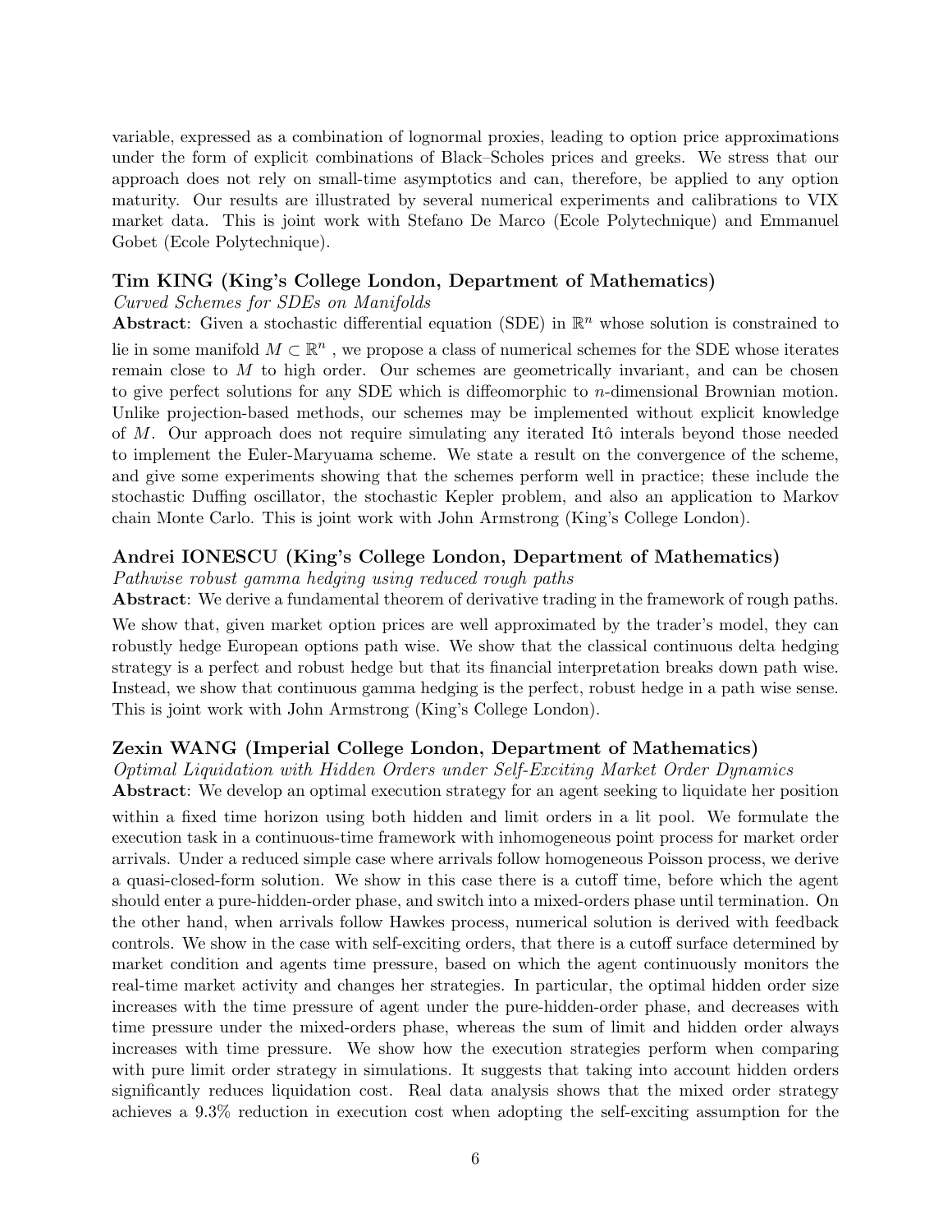variable, expressed as a combination of lognormal proxies, leading to option price approximations under the form of explicit combinations of Black–Scholes prices and greeks. We stress that our approach does not rely on small-time asymptotics and can, therefore, be applied to any option maturity. Our results are illustrated by several numerical experiments and calibrations to VIX market data. This is joint work with Stefano De Marco (Ecole Polytechnique) and Emmanuel Gobet (Ecole Polytechnique).

### Tim KING (King's College London, Department of Mathematics)

*Curved Schemes for SDEs on Manifolds*

**Abstract**: Given a stochastic differential equation (SDE) in $\mathbb{R}^n$ whose solution is constrained to lie in some manifold $M \subset \mathbb{R}^n$ , we propose a class of numerical schemes for the SDE whose iterates remain close to $M$ to high order. Our schemes are geometrically invariant, and can be chosen to give perfect solutions for any SDE which is diffeomorphic to $n$-dimensional Brownian motion. Unlike projection-based methods, our schemes may be implemented without explicit knowledge of $M$. Our approach does not require simulating any iterated Itô interals beyond those needed to implement the Euler-Maryuama scheme. We state a result on the convergence of the scheme, and give some experiments showing that the schemes perform well in practice; these include the stochastic Duffing oscillator, the stochastic Kepler problem, and also an application to Markov chain Monte Carlo. This is joint work with John Armstrong (King's College London).

### Andrei IONESCU (King's College London, Department of Mathematics)

*Pathwise robust gamma hedging using reduced rough paths*

**Abstract**: We derive a fundamental theorem of derivative trading in the framework of rough paths. We show that, given market option prices are well approximated by the trader's model, they can robustly hedge European options path wise. We show that the classical continuous delta hedging strategy is a perfect and robust hedge but that its financial interpretation breaks down path wise. Instead, we show that continuous gamma hedging is the perfect, robust hedge in a path wise sense. This is joint work with John Armstrong (King's College London).

### Zexin WANG (Imperial College London, Department of Mathematics)

*Optimal Liquidation with Hidden Orders under Self-Exciting Market Order Dynamics*

**Abstract**: We develop an optimal execution strategy for an agent seeking to liquidate her position within a fixed time horizon using both hidden and limit orders in a lit pool. We formulate the execution task in a continuous-time framework with inhomogeneous point process for market order arrivals. Under a reduced simple case where arrivals follow homogeneous Poisson process, we derive a quasi-closed-form solution. We show in this case there is a cutoff time, before which the agent should enter a pure-hidden-order phase, and switch into a mixed-orders phase until termination. On the other hand, when arrivals follow Hawkes process, numerical solution is derived with feedback controls. We show in the case with self-exciting orders, that there is a cutoff surface determined by market condition and agents time pressure, based on which the agent continuously monitors the real-time market activity and changes her strategies. In particular, the optimal hidden order size increases with the time pressure of agent under the pure-hidden-order phase, and decreases with time pressure under the mixed-orders phase, whereas the sum of limit and hidden order always increases with time pressure. We show how the execution strategies perform when comparing with pure limit order strategy in simulations. It suggests that taking into account hidden orders significantly reduces liquidation cost. Real data analysis shows that the mixed order strategy achieves a 9.3% reduction in execution cost when adopting the self-exciting assumption for the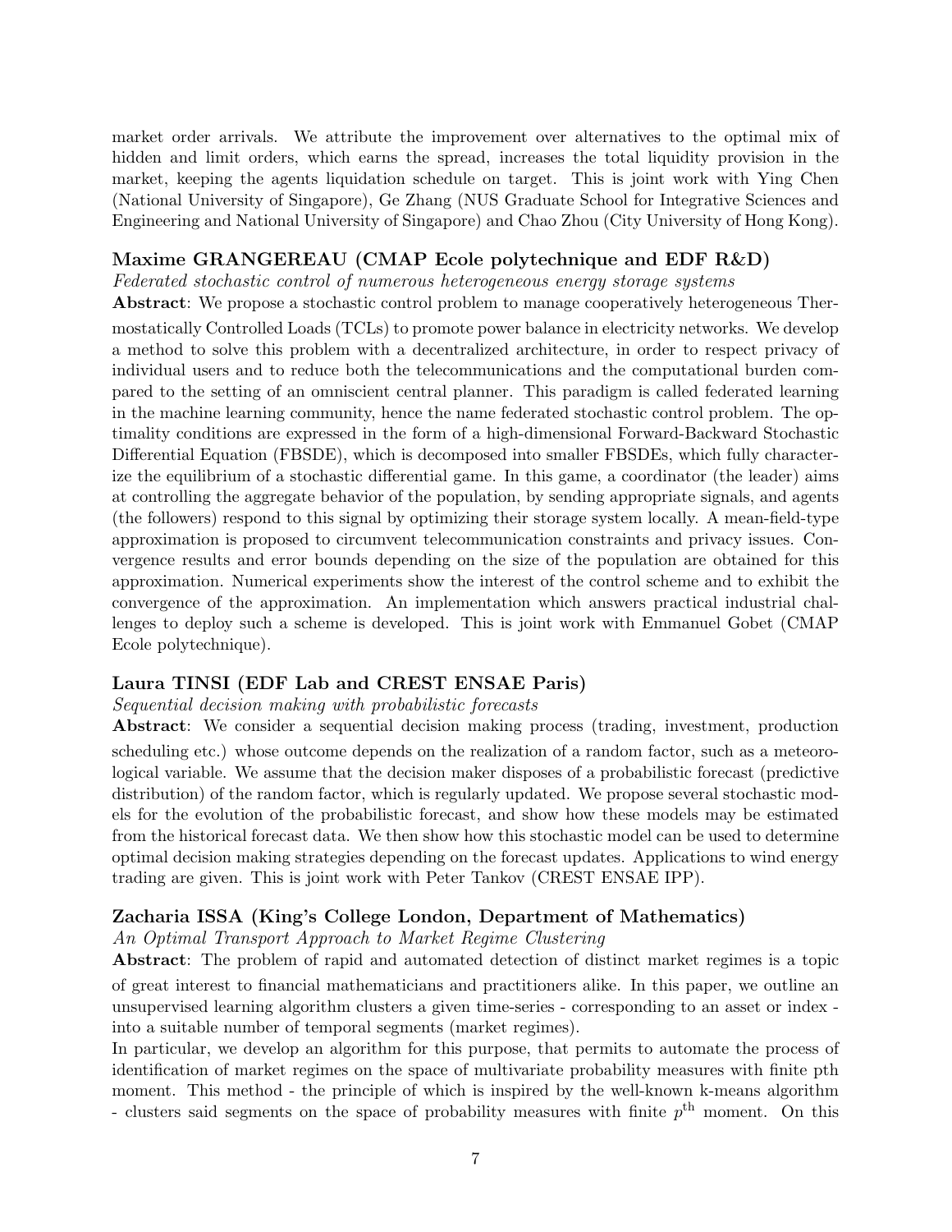market order arrivals. We attribute the improvement over alternatives to the optimal mix of hidden and limit orders, which earns the spread, increases the total liquidity provision in the market, keeping the agents liquidation schedule on target. This is joint work with Ying Chen (National University of Singapore), Ge Zhang (NUS Graduate School for Integrative Sciences and Engineering and National University of Singapore) and Chao Zhou (City University of Hong Kong).

### Maxime GRANGEREAU (CMAP Ecole polytechnique and EDF R&D)

*Federated stochastic control of numerous heterogeneous energy storage systems*

**Abstract**: We propose a stochastic control problem to manage cooperatively heterogeneous Thermostatically Controlled Loads (TCLs) to promote power balance in electricity networks. We develop a method to solve this problem with a decentralized architecture, in order to respect privacy of individual users and to reduce both the telecommunications and the computational burden compared to the setting of an omniscient central planner. This paradigm is called federated learning in the machine learning community, hence the name federated stochastic control problem. The optimality conditions are expressed in the form of a high-dimensional Forward-Backward Stochastic Differential Equation (FBSDE), which is decomposed into smaller FBSDEs, which fully characterize the equilibrium of a stochastic differential game. In this game, a coordinator (the leader) aims at controlling the aggregate behavior of the population, by sending appropriate signals, and agents (the followers) respond to this signal by optimizing their storage system locally. A mean-field-type approximation is proposed to circumvent telecommunication constraints and privacy issues. Convergence results and error bounds depending on the size of the population are obtained for this approximation. Numerical experiments show the interest of the control scheme and to exhibit the convergence of the approximation. An implementation which answers practical industrial challenges to deploy such a scheme is developed. This is joint work with Emmanuel Gobet (CMAP Ecole polytechnique).

### Laura TINSI (EDF Lab and CREST ENSAE Paris)

*Sequential decision making with probabilistic forecasts*

**Abstract**: We consider a sequential decision making process (trading, investment, production scheduling etc.) whose outcome depends on the realization of a random factor, such as a meteorological variable. We assume that the decision maker disposes of a probabilistic forecast (predictive distribution) of the random factor, which is regularly updated. We propose several stochastic models for the evolution of the probabilistic forecast, and show how these models may be estimated from the historical forecast data. We then show how this stochastic model can be used to determine optimal decision making strategies depending on the forecast updates. Applications to wind energy trading are given. This is joint work with Peter Tankov (CREST ENSAE IPP).

### Zacharia ISSA (King's College London, Department of Mathematics)

*An Optimal Transport Approach to Market Regime Clustering*

**Abstract**: The problem of rapid and automated detection of distinct market regimes is a topic of great interest to financial mathematicians and practitioners alike. In this paper, we outline an unsupervised learning algorithm clusters a given time-series - corresponding to an asset or index - into a suitable number of temporal segments (market regimes).

In particular, we develop an algorithm for this purpose, that permits to automate the process of identification of market regimes on the space of multivariate probability measures with finite pth moment. This method - the principle of which is inspired by the well-known k-means algorithm - clusters said segments on the space of probability measures with finite $p^{\text{th}}$ moment. On this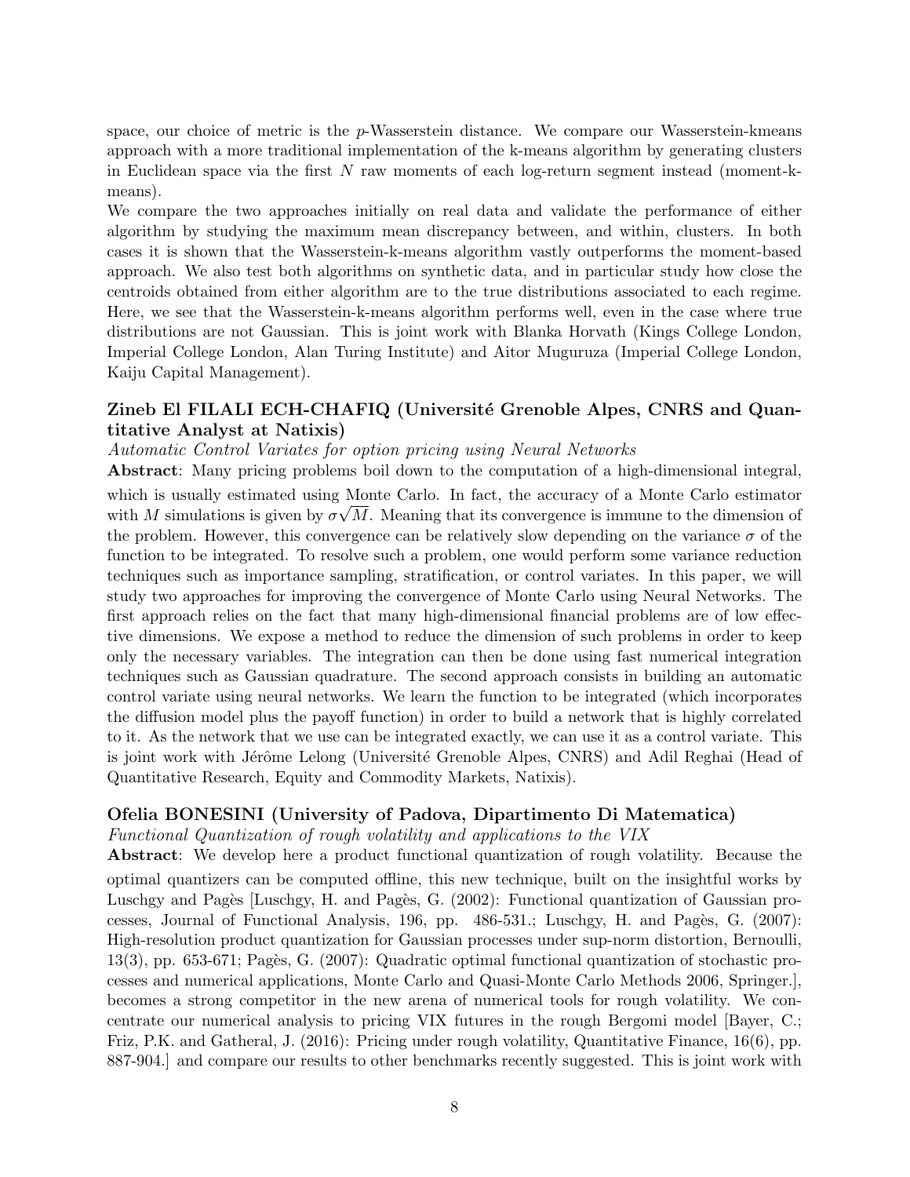space, our choice of metric is the $p$-Wasserstein distance. We compare our Wasserstein-kmeans approach with a more traditional implementation of the k-means algorithm by generating clusters in Euclidean space via the first $N$ raw moments of each log-return segment instead (moment-k-means).

We compare the two approaches initially on real data and validate the performance of either algorithm by studying the maximum mean discrepancy between, and within, clusters. In both cases it is shown that the Wasserstein-k-means algorithm vastly outperforms the moment-based approach. We also test both algorithms on synthetic data, and in particular study how close the centroids obtained from either algorithm are to the true distributions associated to each regime. Here, we see that the Wasserstein-k-means algorithm performs well, even in the case where true distributions are not Gaussian. This is joint work with Blanka Horvath (Kings College London, Imperial College London, Alan Turing Institute) and Aitor Muguruza (Imperial College London, Kaiju Capital Management).

### Zineb El FILALI ECH-CHAFIQ (Université Grenoble Alpes, CNRS and Quantitative Analyst at Natixis)

*Automatic Control Variates for option pricing using Neural Networks*

**Abstract**: Many pricing problems boil down to the computation of a high-dimensional integral, which is usually estimated using Monte Carlo. In fact, the accuracy of a Monte Carlo estimator with $M$ simulations is given by $\sigma\sqrt{M}$. Meaning that its convergence is immune to the dimension of the problem. However, this convergence can be relatively slow depending on the variance $\sigma$ of the function to be integrated. To resolve such a problem, one would perform some variance reduction techniques such as importance sampling, stratification, or control variates. In this paper, we will study two approaches for improving the convergence of Monte Carlo using Neural Networks. The first approach relies on the fact that many high-dimensional financial problems are of low effective dimensions. We expose a method to reduce the dimension of such problems in order to keep only the necessary variables. The integration can then be done using fast numerical integration techniques such as Gaussian quadrature. The second approach consists in building an automatic control variate using neural networks. We learn the function to be integrated (which incorporates the diffusion model plus the payoff function) in order to build a network that is highly correlated to it. As the network that we use can be integrated exactly, we can use it as a control variate. This is joint work with Jérôme Lelong (Université Grenoble Alpes, CNRS) and Adil Reghai (Head of Quantitative Research, Equity and Commodity Markets, Natixis).

### Ofelia BONESINI (University of Padova, Dipartimento Di Matematica)

*Functional Quantization of rough volatility and applications to the VIX*

**Abstract**: We develop here a product functional quantization of rough volatility. Because the optimal quantizers can be computed offline, this new technique, built on the insightful works by Luschgy and Pagès [Luschgy, H. and Pagès, G. (2002): Functional quantization of Gaussian processes, Journal of Functional Analysis, 196, pp. 486-531.; Luschgy, H. and Pagès, G. (2007): High-resolution product quantization for Gaussian processes under sup-norm distortion, Bernoulli, 13(3), pp. 653-671; Pagès, G. (2007): Quadratic optimal functional quantization of stochastic processes and numerical applications, Monte Carlo and Quasi-Monte Carlo Methods 2006, Springer.], becomes a strong competitor in the new arena of numerical tools for rough volatility. We concentrate our numerical analysis to pricing VIX futures in the rough Bergomi model [Bayer, C.; Friz, P.K. and Gatheral, J. (2016): Pricing under rough volatility, Quantitative Finance, 16(6), pp. 887-904.] and compare our results to other benchmarks recently suggested. This is joint work with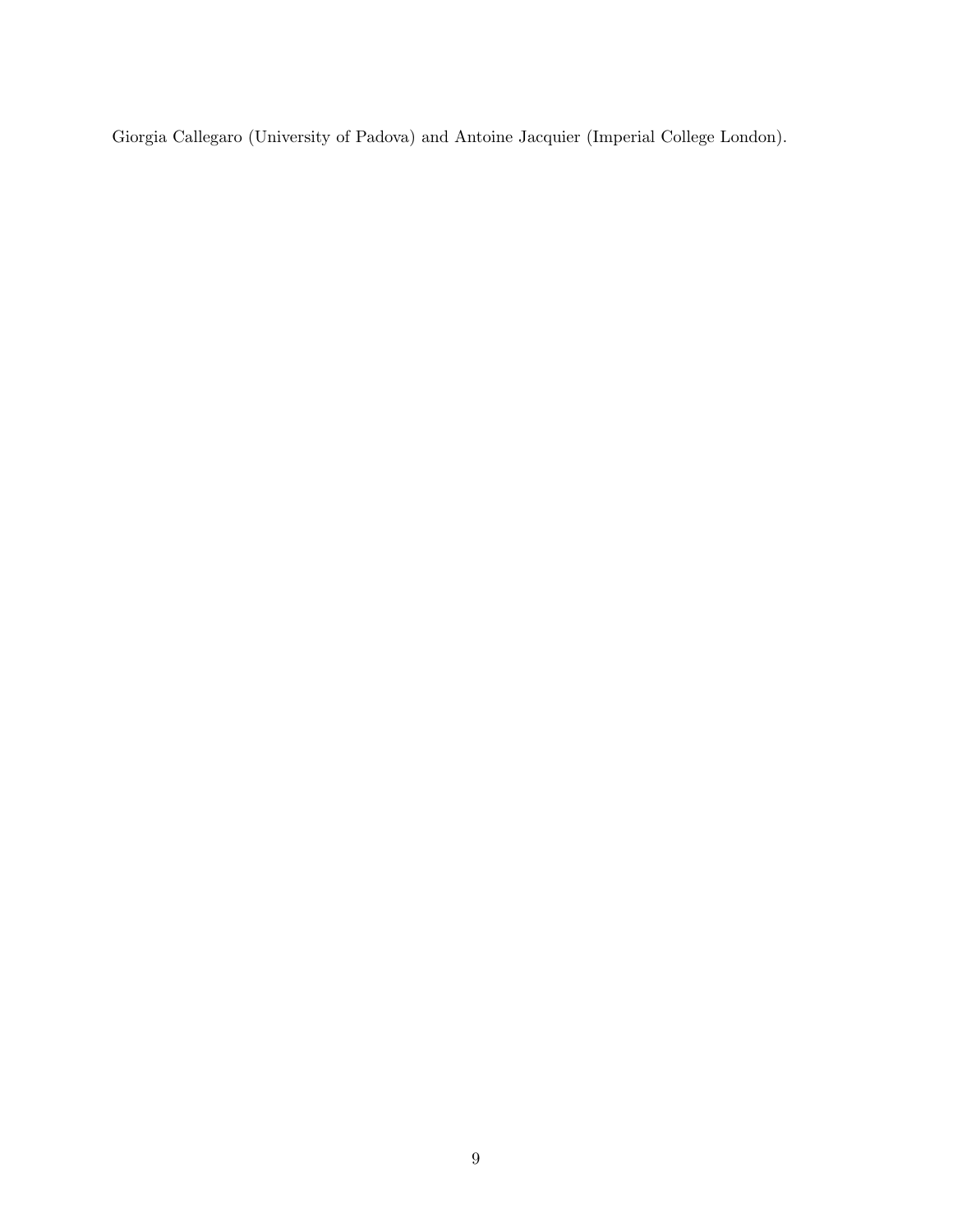Giorgia Callegaro (University of Padova) and Antoine Jacquier (Imperial College London).